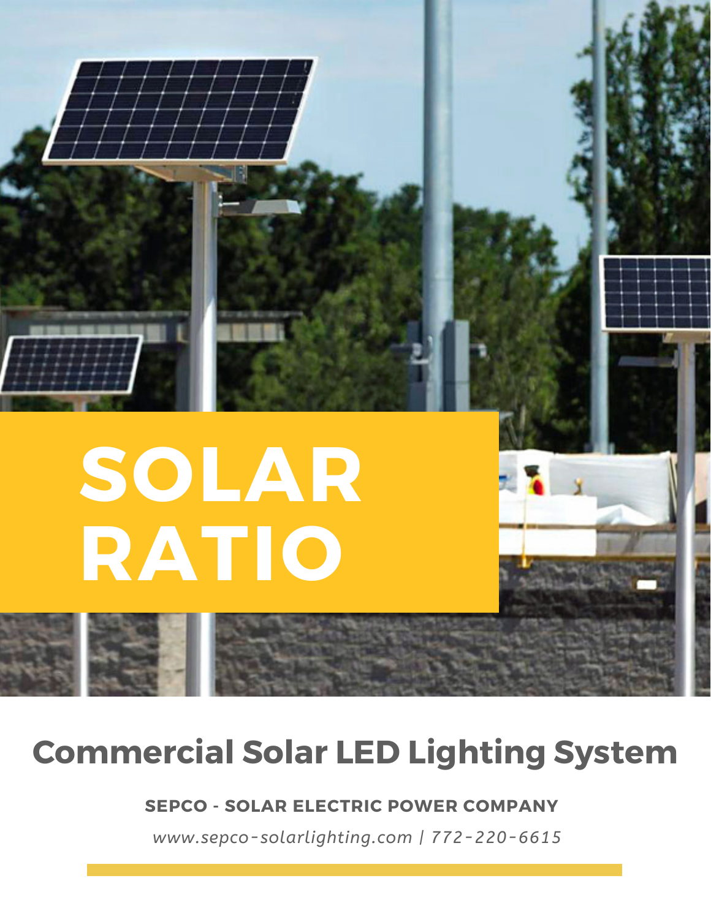# SOLAR RATIO

## Commercial Solar LED Lighting System

**SEPCO - SOLAR ELECTRIC POWER COMPANY**

*www.sepco-solarlighting.com | 772-220-6615*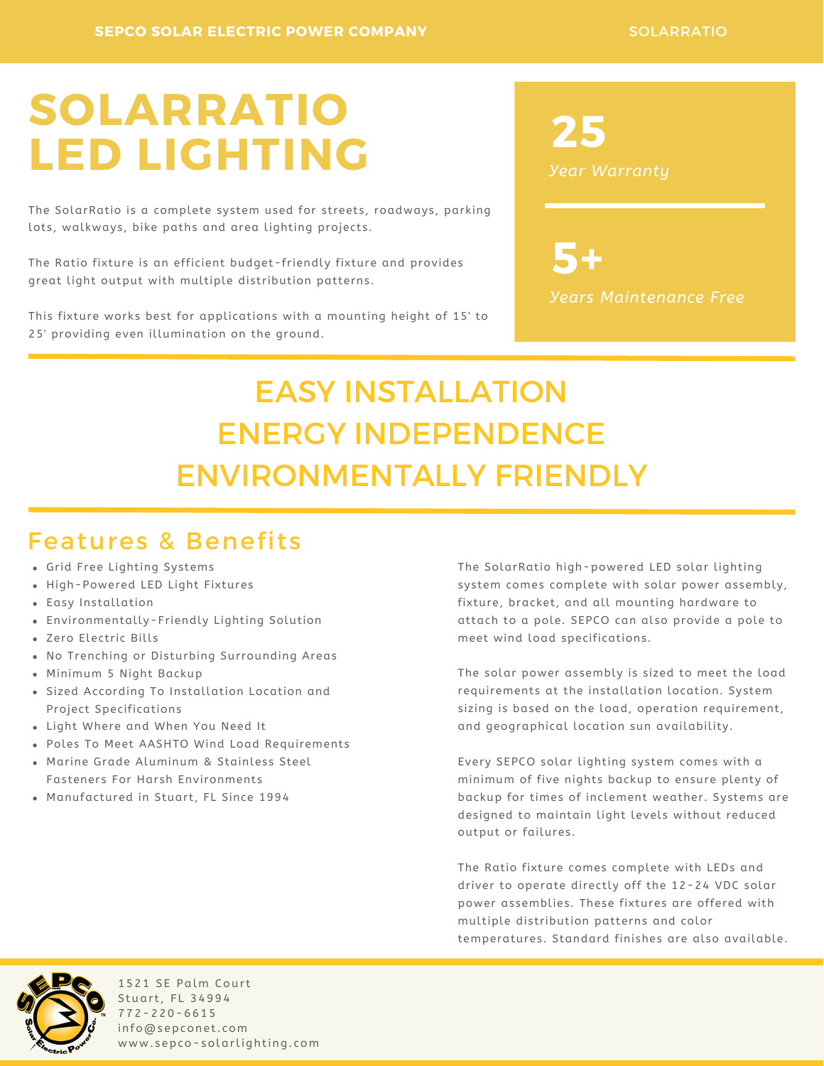# SOLARRATIO LED LIGHTING

The SolarRatio is a complete system used for streets, roadways, parking lots, walkways, bike paths and area lighting projects.

The Ratio fixture is an efficient budget-friendly fixture and provides great light output with multiple distribution patterns.

This fixture works best for applications with a mounting height of 15' to 25' providing even illumination on the ground.

**25**

*Year Warranty*

**5+**

*Years Maintenance Free*

## EASY INSTALLATION
## ENERGY INDEPENDENCE
## ENVIRONMENTALLY FRIENDLY

## Features & Benefits

- Grid Free Lighting Systems
- High-Powered LED Light Fixtures
- Easy Installation
- Environmentally-Friendly Lighting Solution
- Zero Electric Bills
- No Trenching or Disturbing Surrounding Areas
- Minimum 5 Night Backup
- Sized According To Installation Location and Project Specifications
- Light Where and When You Need It
- Poles To Meet AASHTO Wind Load Requirements
- Marine Grade Aluminum & Stainless Steel Fasteners For Harsh Environments
- Manufactured in Stuart, FL Since 1994

The SolarRatio high-powered LED solar lighting system comes complete with solar power assembly, fixture, bracket, and all mounting hardware to attach to a pole. SEPCO can also provide a pole to meet wind load specifications.

The solar power assembly is sized to meet the load requirements at the installation location. System sizing is based on the load, operation requirement, and geographical location sun availability.

Every SEPCO solar lighting system comes with a minimum of five nights backup to ensure plenty of backup for times of inclement weather. Systems are designed to maintain light levels without reduced output or failures.

The Ratio fixture comes complete with LEDs and driver to operate directly off the 12-24 VDC solar power assemblies. These fixtures are offered with multiple distribution patterns and color temperatures. Standard finishes are also available.

1521 SE Palm Court
Stuart, FL 34994
772-220-6615
info@sepconet.com
www.sepco-solarlighting.com